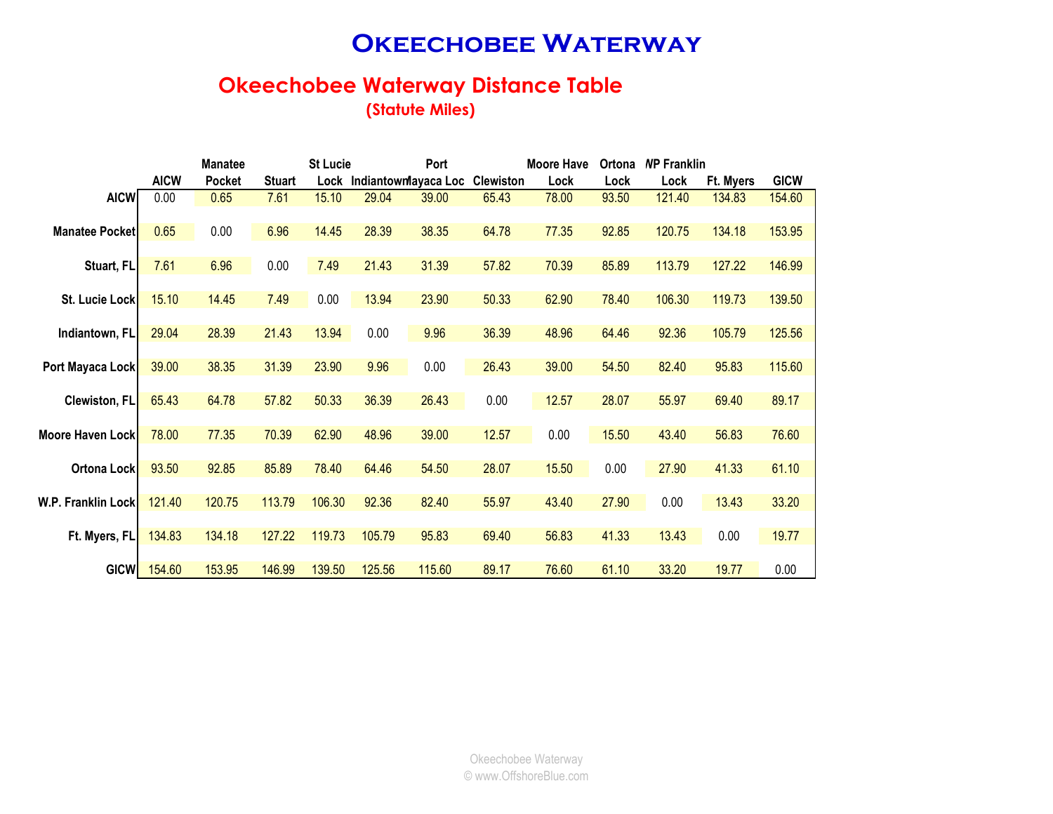# Okeechobee Waterway

## Okeechobee Waterway Distance Table

**(Statute Miles)**

| | AICW | Manatee Pocket | Stuart | St Lucie Lock | Indiantown | Port Mayaca Loc | Clewiston | Moore Have Lock | Ortona Lock | WP Franklin Lock | Ft. Myers | GICW |
|---|---|---|---|---|---|---|---|---|---|---|---|---|
| **AICW** | 0.00 | 0.65 | 7.61 | 15.10 | 29.04 | 39.00 | 65.43 | 78.00 | 93.50 | 121.40 | 134.83 | 154.60 |
| **Manatee Pocket** | 0.65 | 0.00 | 6.96 | 14.45 | 28.39 | 38.35 | 64.78 | 77.35 | 92.85 | 120.75 | 134.18 | 153.95 |
| **Stuart, FL** | 7.61 | 6.96 | 0.00 | 7.49 | 21.43 | 31.39 | 57.82 | 70.39 | 85.89 | 113.79 | 127.22 | 146.99 |
| **St. Lucie Lock** | 15.10 | 14.45 | 7.49 | 0.00 | 13.94 | 23.90 | 50.33 | 62.90 | 78.40 | 106.30 | 119.73 | 139.50 |
| **Indiantown, FL** | 29.04 | 28.39 | 21.43 | 13.94 | 0.00 | 9.96 | 36.39 | 48.96 | 64.46 | 92.36 | 105.79 | 125.56 |
| **Port Mayaca Lock** | 39.00 | 38.35 | 31.39 | 23.90 | 9.96 | 0.00 | 26.43 | 39.00 | 54.50 | 82.40 | 95.83 | 115.60 |
| **Clewiston, FL** | 65.43 | 64.78 | 57.82 | 50.33 | 36.39 | 26.43 | 0.00 | 12.57 | 28.07 | 55.97 | 69.40 | 89.17 |
| **Moore Haven Lock** | 78.00 | 77.35 | 70.39 | 62.90 | 48.96 | 39.00 | 12.57 | 0.00 | 15.50 | 43.40 | 56.83 | 76.60 |
| **Ortona Lock** | 93.50 | 92.85 | 85.89 | 78.40 | 64.46 | 54.50 | 28.07 | 15.50 | 0.00 | 27.90 | 41.33 | 61.10 |
| **W.P. Franklin Lock** | 121.40 | 120.75 | 113.79 | 106.30 | 92.36 | 82.40 | 55.97 | 43.40 | 27.90 | 0.00 | 13.43 | 33.20 |
| **Ft. Myers, FL** | 134.83 | 134.18 | 127.22 | 119.73 | 105.79 | 95.83 | 69.40 | 56.83 | 41.33 | 13.43 | 0.00 | 19.77 |
| **GICW** | 154.60 | 153.95 | 146.99 | 139.50 | 125.56 | 115.60 | 89.17 | 76.60 | 61.10 | 33.20 | 19.77 | 0.00 |

Okeechobee Waterway
© www.OffshoreBlue.com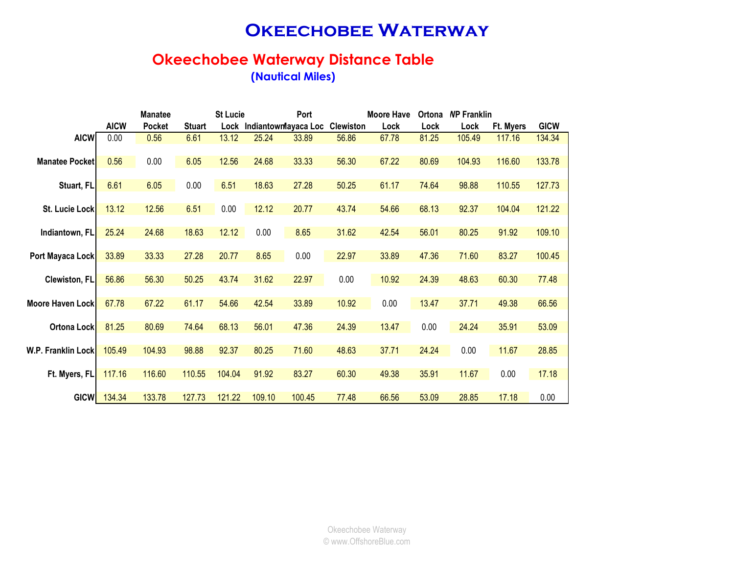# Okeechobee Waterway

## Okeechobee Waterway Distance Table

### (Nautical Miles)

| | AICW | Manatee Pocket | Stuart | St Lucie Lock | Indiantown | Port Mayaca Loc | Clewiston | Moore Have Lock | Ortona Lock | WP Franklin Lock | Ft. Myers | GICW |
|---|---|---|---|---|---|---|---|---|---|---|---|---|
| **AICW** | 0.00 | 0.56 | 6.61 | 13.12 | 25.24 | 33.89 | 56.86 | 67.78 | 81.25 | 105.49 | 117.16 | 134.34 |
| **Manatee Pocket** | 0.56 | 0.00 | 6.05 | 12.56 | 24.68 | 33.33 | 56.30 | 67.22 | 80.69 | 104.93 | 116.60 | 133.78 |
| **Stuart, FL** | 6.61 | 6.05 | 0.00 | 6.51 | 18.63 | 27.28 | 50.25 | 61.17 | 74.64 | 98.88 | 110.55 | 127.73 |
| **St. Lucie Lock** | 13.12 | 12.56 | 6.51 | 0.00 | 12.12 | 20.77 | 43.74 | 54.66 | 68.13 | 92.37 | 104.04 | 121.22 |
| **Indiantown, FL** | 25.24 | 24.68 | 18.63 | 12.12 | 0.00 | 8.65 | 31.62 | 42.54 | 56.01 | 80.25 | 91.92 | 109.10 |
| **Port Mayaca Lock** | 33.89 | 33.33 | 27.28 | 20.77 | 8.65 | 0.00 | 22.97 | 33.89 | 47.36 | 71.60 | 83.27 | 100.45 |
| **Clewiston, FL** | 56.86 | 56.30 | 50.25 | 43.74 | 31.62 | 22.97 | 0.00 | 10.92 | 24.39 | 48.63 | 60.30 | 77.48 |
| **Moore Haven Lock** | 67.78 | 67.22 | 61.17 | 54.66 | 42.54 | 33.89 | 10.92 | 0.00 | 13.47 | 37.71 | 49.38 | 66.56 |
| **Ortona Lock** | 81.25 | 80.69 | 74.64 | 68.13 | 56.01 | 47.36 | 24.39 | 13.47 | 0.00 | 24.24 | 35.91 | 53.09 |
| **W.P. Franklin Lock** | 105.49 | 104.93 | 98.88 | 92.37 | 80.25 | 71.60 | 48.63 | 37.71 | 24.24 | 0.00 | 11.67 | 28.85 |
| **Ft. Myers, FL** | 117.16 | 116.60 | 110.55 | 104.04 | 91.92 | 83.27 | 60.30 | 49.38 | 35.91 | 11.67 | 0.00 | 17.18 |
| **GICW** | 134.34 | 133.78 | 127.73 | 121.22 | 109.10 | 100.45 | 77.48 | 66.56 | 53.09 | 28.85 | 17.18 | 0.00 |

Okeechobee Waterway
© www.OffshoreBlue.com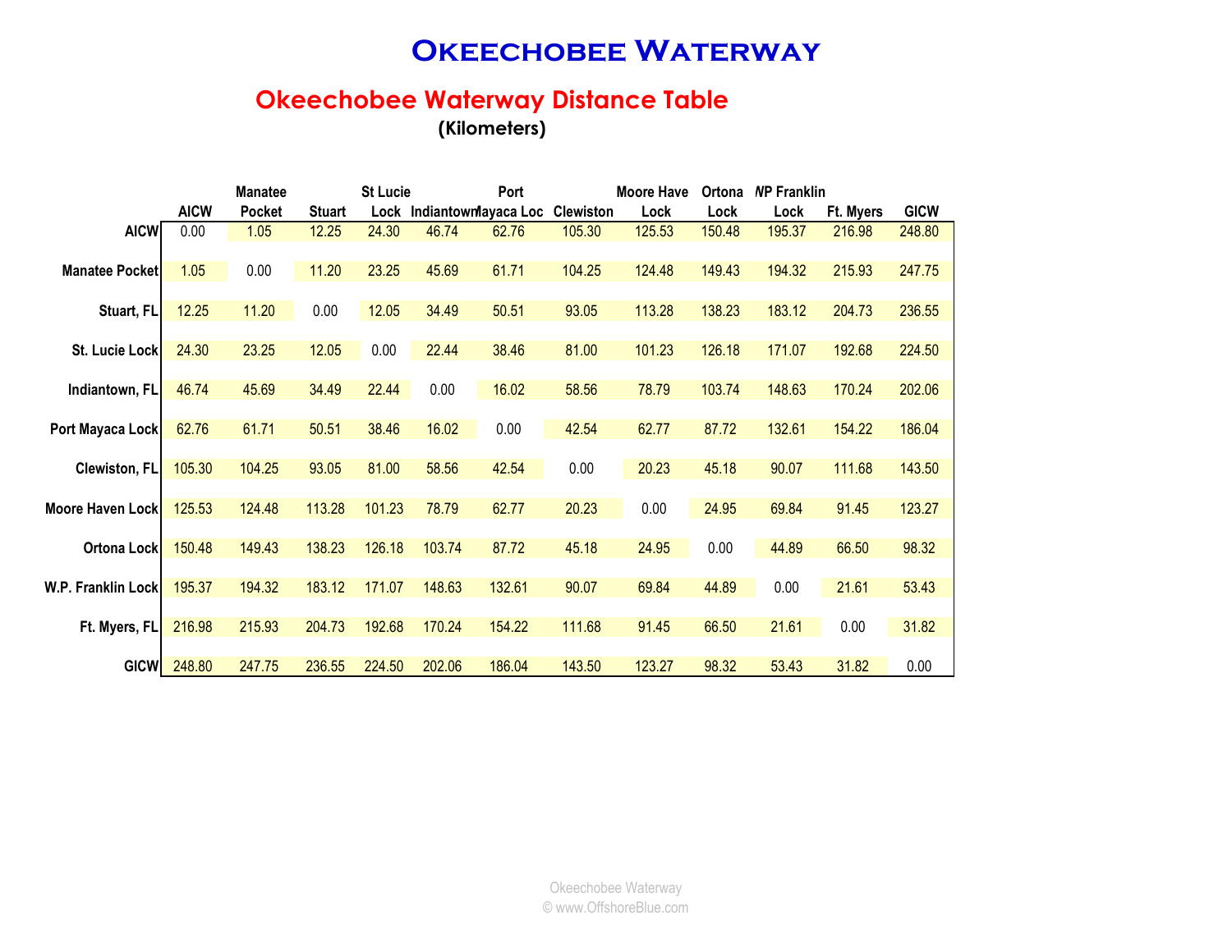# Okeechobee Waterway

## Okeechobee Waterway Distance Table

### (Kilometers)

| | AICW | Manatee Pocket | Stuart | St Lucie Lock | Indiantown | Port Mayaca Loc | Clewiston | Moore Have Lock | Ortona Lock | WP Franklin Lock | Ft. Myers | GICW |
|---|---|---|---|---|---|---|---|---|---|---|---|---|
| AICW | 0.00 | 1.05 | 12.25 | 24.30 | 46.74 | 62.76 | 105.30 | 125.53 | 150.48 | 195.37 | 216.98 | 248.80 |
| Manatee Pocket | 1.05 | 0.00 | 11.20 | 23.25 | 45.69 | 61.71 | 104.25 | 124.48 | 149.43 | 194.32 | 215.93 | 247.75 |
| Stuart, FL | 12.25 | 11.20 | 0.00 | 12.05 | 34.49 | 50.51 | 93.05 | 113.28 | 138.23 | 183.12 | 204.73 | 236.55 |
| St. Lucie Lock | 24.30 | 23.25 | 12.05 | 0.00 | 22.44 | 38.46 | 81.00 | 101.23 | 126.18 | 171.07 | 192.68 | 224.50 |
| Indiantown, FL | 46.74 | 45.69 | 34.49 | 22.44 | 0.00 | 16.02 | 58.56 | 78.79 | 103.74 | 148.63 | 170.24 | 202.06 |
| Port Mayaca Lock | 62.76 | 61.71 | 50.51 | 38.46 | 16.02 | 0.00 | 42.54 | 62.77 | 87.72 | 132.61 | 154.22 | 186.04 |
| Clewiston, FL | 105.30 | 104.25 | 93.05 | 81.00 | 58.56 | 42.54 | 0.00 | 20.23 | 45.18 | 90.07 | 111.68 | 143.50 |
| Moore Haven Lock | 125.53 | 124.48 | 113.28 | 101.23 | 78.79 | 62.77 | 20.23 | 0.00 | 24.95 | 69.84 | 91.45 | 123.27 |
| Ortona Lock | 150.48 | 149.43 | 138.23 | 126.18 | 103.74 | 87.72 | 45.18 | 24.95 | 0.00 | 44.89 | 66.50 | 98.32 |
| W.P. Franklin Lock | 195.37 | 194.32 | 183.12 | 171.07 | 148.63 | 132.61 | 90.07 | 69.84 | 44.89 | 0.00 | 21.61 | 53.43 |
| Ft. Myers, FL | 216.98 | 215.93 | 204.73 | 192.68 | 170.24 | 154.22 | 111.68 | 91.45 | 66.50 | 21.61 | 0.00 | 31.82 |
| GICW | 248.80 | 247.75 | 236.55 | 224.50 | 202.06 | 186.04 | 143.50 | 123.27 | 98.32 | 53.43 | 31.82 | 0.00 |

Okeechobee Waterway
© www.OffshoreBlue.com